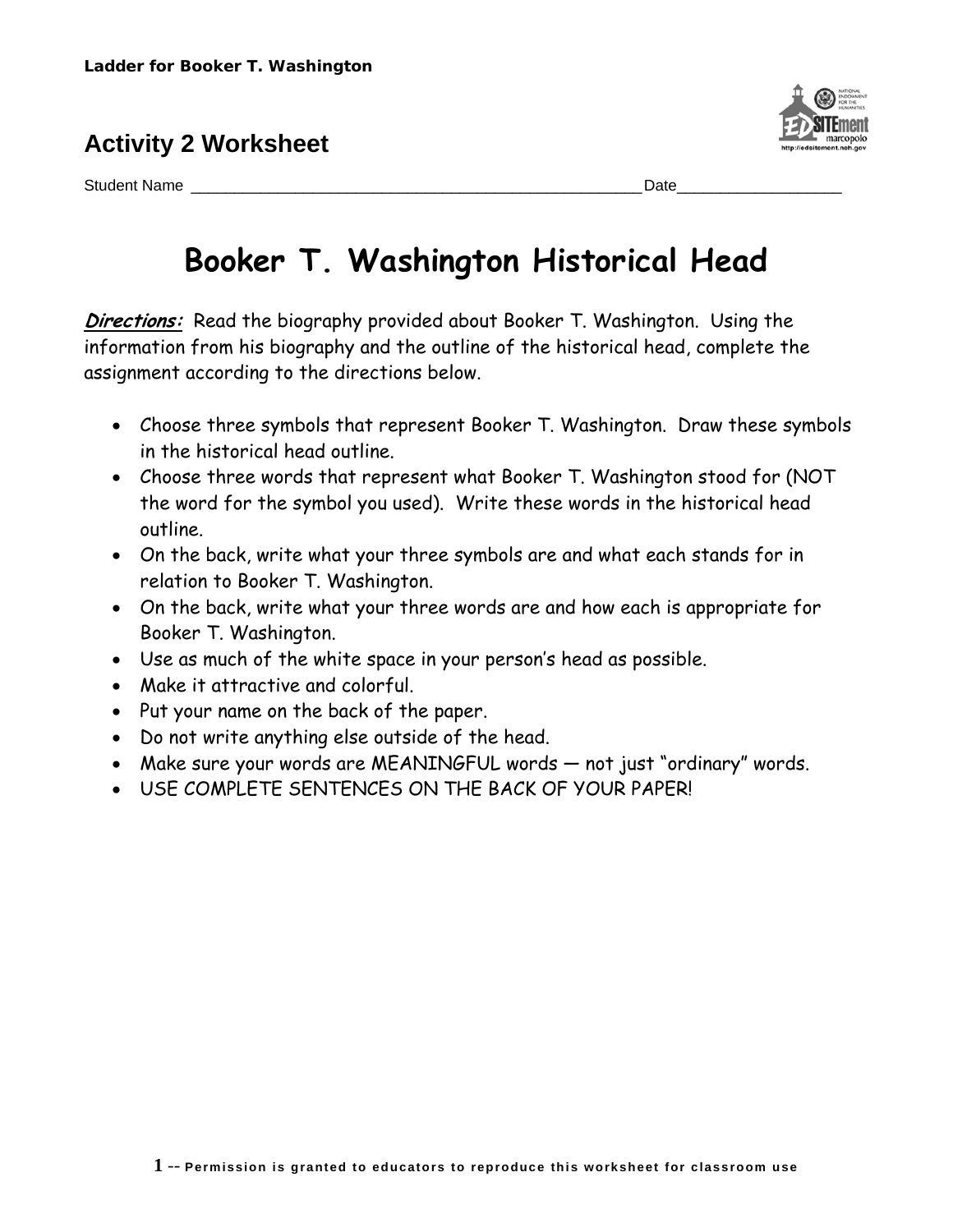Ladder for Booker T. Washington

## Activity 2 Worksheet

Student Name ______________________________________________________Date__________________

# Booker T. Washington Historical Head

***Directions:*** Read the biography provided about Booker T. Washington. Using the information from his biography and the outline of the historical head, complete the assignment according to the directions below.

- Choose three symbols that represent Booker T. Washington. Draw these symbols in the historical head outline.
- Choose three words that represent what Booker T. Washington stood for (NOT the word for the symbol you used). Write these words in the historical head outline.
- On the back, write what your three symbols are and what each stands for in relation to Booker T. Washington.
- On the back, write what your three words are and how each is appropriate for Booker T. Washington.
- Use as much of the white space in your person's head as possible.
- Make it attractive and colorful.
- Put your name on the back of the paper.
- Do not write anything else outside of the head.
- Make sure your words are MEANINGFUL words — not just "ordinary" words.
- USE COMPLETE SENTENCES ON THE BACK OF YOUR PAPER!

**Permission is granted to educators to reproduce this worksheet for classroom use**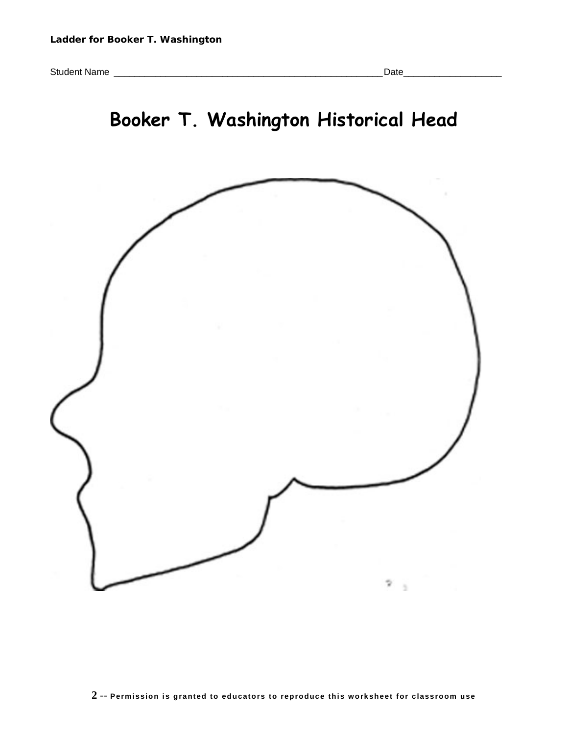**Ladder for Booker T. Washington**

Student Name ____________________________________________________Date__________________

# Booker T. Washington Historical Head

Permission is granted to educators to reproduce this worksheet for classroom use